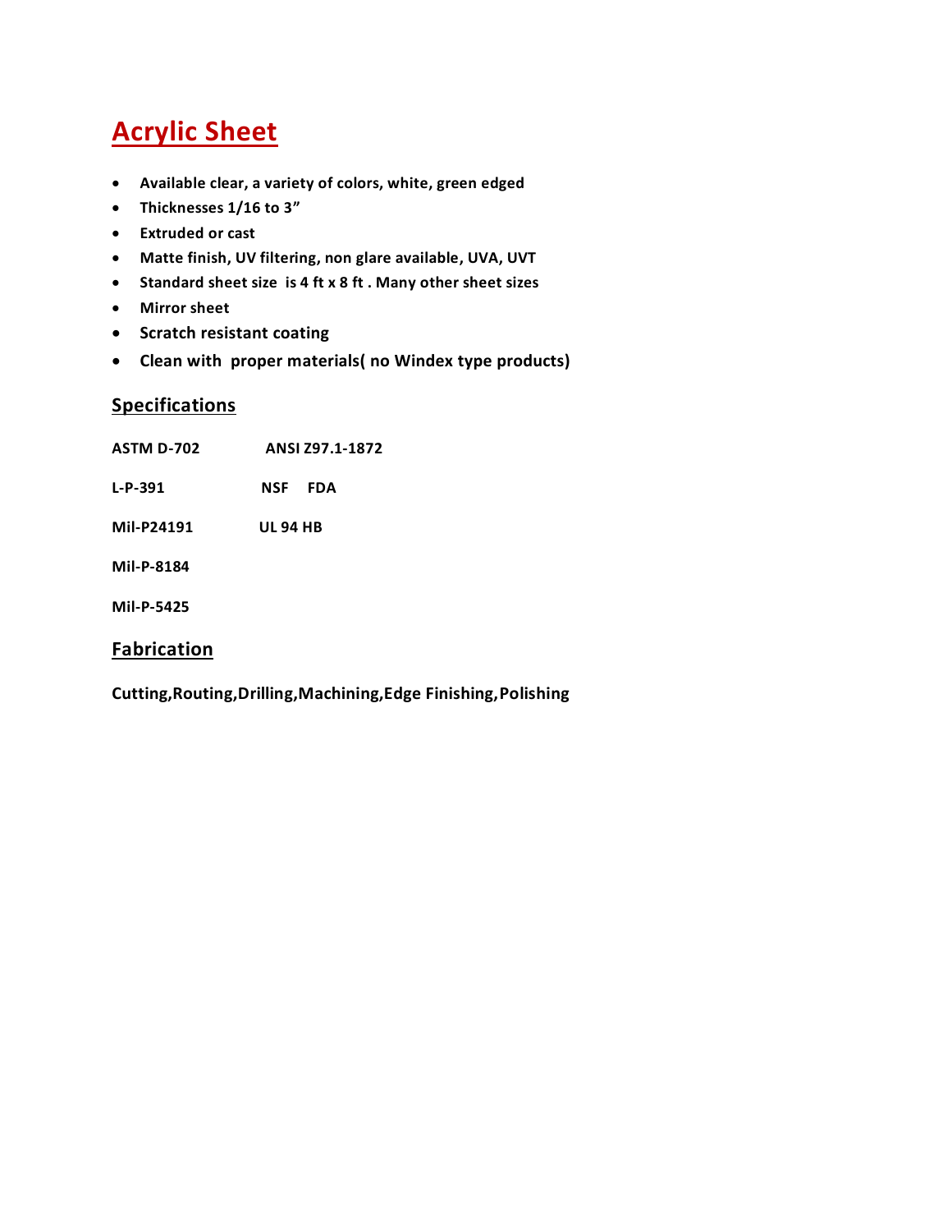# Acrylic Sheet

- **Available clear, a variety of colors, white, green edged**
- **Thicknesses 1/16 to 3"**
- **Extruded or cast**
- **Matte finish, UV filtering, non glare available, UVA, UVT**
- **Standard sheet size is 4 ft x 8 ft . Many other sheet sizes**
- **Mirror sheet**
- **Scratch resistant coating**
- **Clean with proper materials( no Windex type products)**

## Specifications

| | |
|---|---|
| **ASTM D-702** | **ANSI Z97.1-1872** |
| **L-P-391** | **NSF FDA** |
| **Mil-P24191** | **UL 94 HB** |
| **Mil-P-8184** | |
| **Mil-P-5425** | |

## Fabrication

**Cutting,Routing,Drilling,Machining,Edge Finishing,Polishing**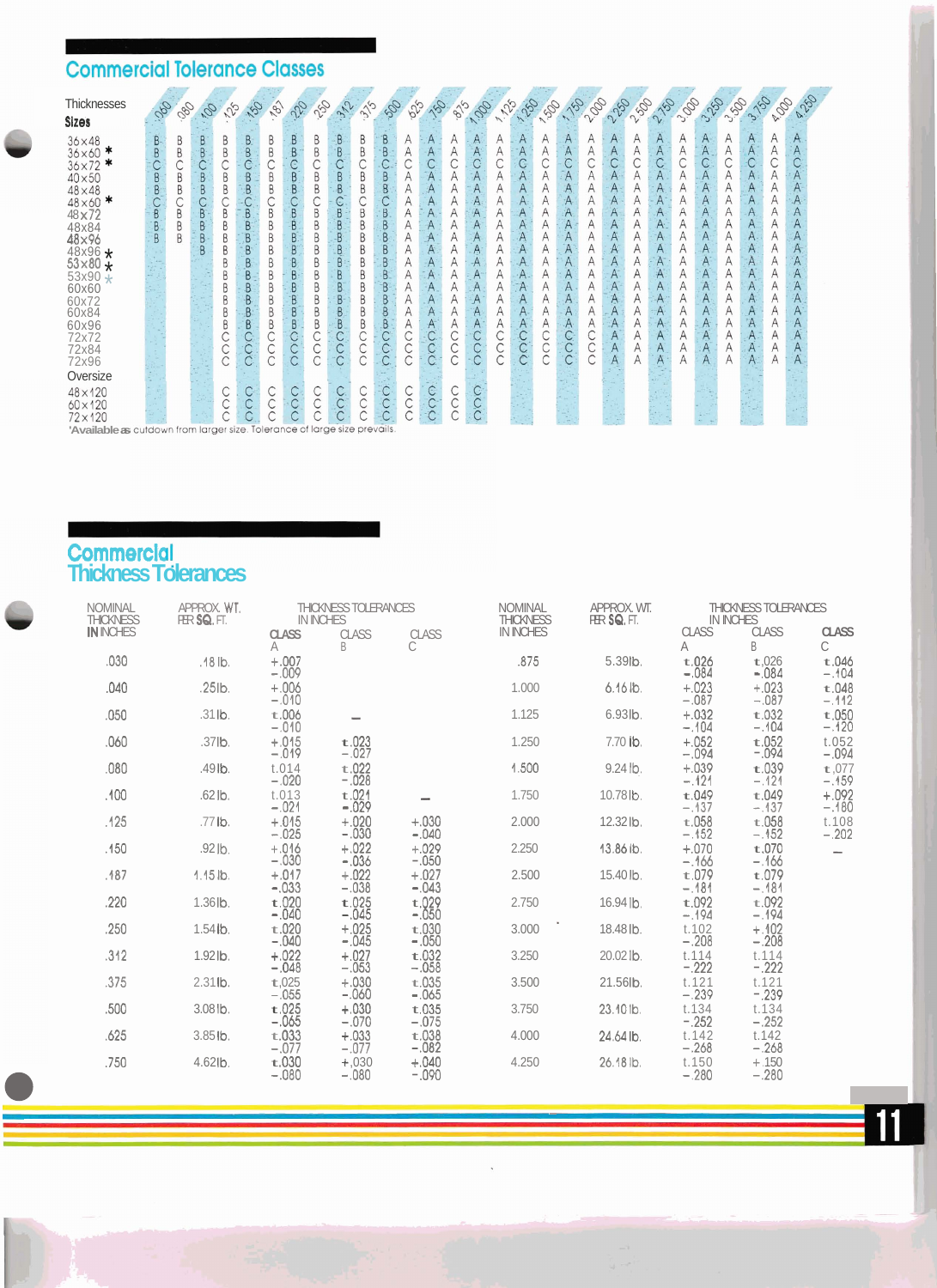## Commercial Tolerance Classes

| Thicknesses / Sizes | .060 | .080 | .100 | .125 | .150 | .187 | .220 | .250 | .312 | .375 | .500 | .625 | .750 | .875 | 1.000 | 1.125 | 1.250 | 1.500 | 1.750 | 2.000 | 2.250 | 2.500 | 2.750 | 3.000 | 3.250 | 3.500 | 3.750 | 4.000 | 4.250 |
|---|---|---|---|---|---|---|---|---|---|---|---|---|---|---|---|---|---|---|---|---|---|---|---|---|---|---|---|---|---|
| 36x48 | B | B | B | B | B | B | B | B | B | B | B | A | A | A | A | A | A | A | A | A | A | A | A | A | A | A | A | A | A |
| 36x60 * | C | C | C | C | C | C | C | C | C | C | C | C | C | C | C | C | C | C | C | C | C | C | C | C | C | C | C | C | C |
| 36x72 * | C | C | C | C | C | C | C | C | C | C | C | C | C | C | C | C | C | C | C | C | C | C | C | C | C | C | C | C | C |
| 40x50 | B | B | B | B | B | B | B | B | B | B | B | A | A | A | A | A | A | A | A | A | A | A | A | A | A | A | A | A | A |
| 48x48 | B | B | B | B | B | B | B | B | B | B | B | A | A | A | A | A | A | A | A | A | A | A | A | A | A | A | A | A | A |
| 48x60 * | C | C | C | C | C | C | C | C | C | C | C | C | C | C | C | C | C | C | C | C | C | C | C | C | C | C | C | C | C |
| 48x72 | B | B | B | B | B | B | B | B | B | B | B | A | A | A | A | A | A | A | A | A | A | A | A | A | A | A | A | A | A |
| 48x84 | B | B | B | B | B | B | B | B | B | B | B | A | A | A | A | A | A | A | A | A | A | A | A | A | A | A | A | A | A |
| 48x96 | B | B | B | B | B | B | B | B | B | B | B | A | A | A | A | A | A | A | A | A | A | A | A | A | A | A | A | A | A |
| 48x96 * | | | | B | B | B | B | B | B | B | B | A | A | A | A | A | A | A | A | A | A | A | A | A | A | A | A | A | A |
| 53x80 * | | | | B | B | B | B | B | B | B | B | A | A | A | A | A | A | A | A | A | A | A | A | A | A | A | A | A | A |
| 53x90 * | | | | B | B | B | B | B | B | B | B | A | A | A | A | A | A | A | A | A | A | A | A | A | A | A | A | A | A |
| 60x60 | | | | B | B | B | B | B | B | B | B | A | A | A | A | A | A | A | A | A | A | A | A | A | A | A | A | A | A |
| 60x72 | | | | B | B | B | B | B | B | B | B | A | A | A | A | A | A | A | A | A | A | A | A | A | A | A | A | A | A |
| 60x84 | | | | B | B | B | B | B | B | B | B | A | A | A | A | A | A | A | A | A | A | A | A | A | A | A | A | A | A |
| 60x96 | | | | B | B | B | B | B | B | B | B | A | A | A | A | A | A | A | A | A | A | A | A | A | A | A | A | A | A |
| 72x72 | | | | C | C | C | C | C | C | C | C | C | C | C | C | C | C | C | C | C | A | A | A | A | A | A | A | A | A |
| 72x84 | | | | C | C | C | C | C | C | C | C | C | C | C | C | C | C | C | C | C | A | A | A | A | A | A | A | A | A |
| 72x96 | | | | C | C | C | C | C | C | C | C | C | C | C | C | C | C | C | C | C | A | A | A | A | A | A | A | A | A |
| Oversize | | | | | | | | | | | | | | | | | | | | | | | | | | | | | |
| 48x120 | | | | C | C | C | C | C | C | C | C | C | C | C | C | | | | | | | | | | | | | | |
| 60x120 | | | | C | C | C | C | C | C | C | C | C | C | C | C | | | | | | | | | | | | | | |
| 72x120 | | | | C | C | C | C | C | C | C | C | C | C | C | C | | | | | | | | | | | | | | |

*Available as cutdown from larger size. Tolerance of large size prevails.

## Commercial Thickness Tolerances

| NOMINAL THICKNESS IN INCHES | APPROX. WT. PER SQ. FT. | THICKNESS TOLERANCES IN INCHES CLASS A | CLASS B | CLASS C |
|---|---|---|---|---|
| .030 | .18 lb. | +.007 -.009 | | |
| .040 | .25lb. | +.006 -.010 | | |
| .050 | .31lb. | +.006 -.010 | — | |
| .060 | .37lb. | +.015 -.019 | +.023 -.027 | |
| .080 | .49lb. | +.014 -.020 | +.022 -.028 | |
| .100 | .62 lb. | +.013 -.021 | +.021 -.029 | — |
| .125 | .77lb. | +.015 -.025 | +.020 -.030 | +.030 -.040 |
| .150 | .92lb. | +.016 -.030 | +.022 -.036 | +.029 -.050 |
| .187 | 1.15 lb. | +.017 -.033 | +.022 -.038 | +.027 -.043 |
| .220 | 1.36lb. | +.020 -.040 | +.025 -.045 | +.029 -.050 |
| .250 | 1.54lb. | +.020 -.040 | +.025 -.045 | +.030 -.050 |
| .312 | 1.92lb. | +.022 -.048 | +.027 -.053 | +.032 -.058 |
| .375 | 2.31lb. | +.025 -.055 | +.030 -.060 | +.035 -.065 |
| .500 | 3.08 lb. | +.025 -.065 | +.030 -.070 | +.035 -.075 |
| .625 | 3.85lb. | +.033 -.077 | +.033 -.077 | +.038 -.082 |
| .750 | 4.62lb. | +.030 -.080 | +.030 -.080 | +.040 -.090 |
| .875 | 5.39lb. | +.026 -.084 | +.026 -.084 | +.046 -.104 |
| 1.000 | 6.16 lb. | +.023 -.087 | +.023 -.087 | +.048 -.112 |
| 1.125 | 6.93lb. | +.032 -.104 | +.032 -.104 | +.050 -.120 |
| 1.250 | 7.70 lb. | +.052 -.094 | +.052 -.094 | +.052 -.094 |
| 1.500 | 9.24 lb. | +.039 -.121 | +.039 -.121 | +.077 -.159 |
| 1.750 | 10.78 lb. | +.049 -.137 | +.049 -.137 | +.092 -.180 |
| 2.000 | 12.32 lb. | +.058 -.152 | +.058 -.152 | +.108 -.202 |
| 2.250 | 13.86 lb. | +.070 -.166 | +.070 -.166 | — |
| 2.500 | 15.40 lb. | +.079 -.181 | +.079 -.181 | |
| 2.750 | 16.94 lb. | +.092 -.194 | +.092 -.194 | |
| 3.000 | 18.48 lb. | +.102 -.208 | +.102 -.208 | |
| 3.250 | 20.02 lb. | +.114 -.222 | +.114 -.222 | |
| 3.500 | 21.56lb. | +.121 -.239 | +.121 -.239 | |
| 3.750 | 23.10 lb. | +.134 -.252 | +.134 -.252 | |
| 4.000 | 24.64 lb. | +.142 -.268 | +.142 -.268 | |
| 4.250 | 26.18 lb. | +.150 -.280 | +.150 -.280 | |